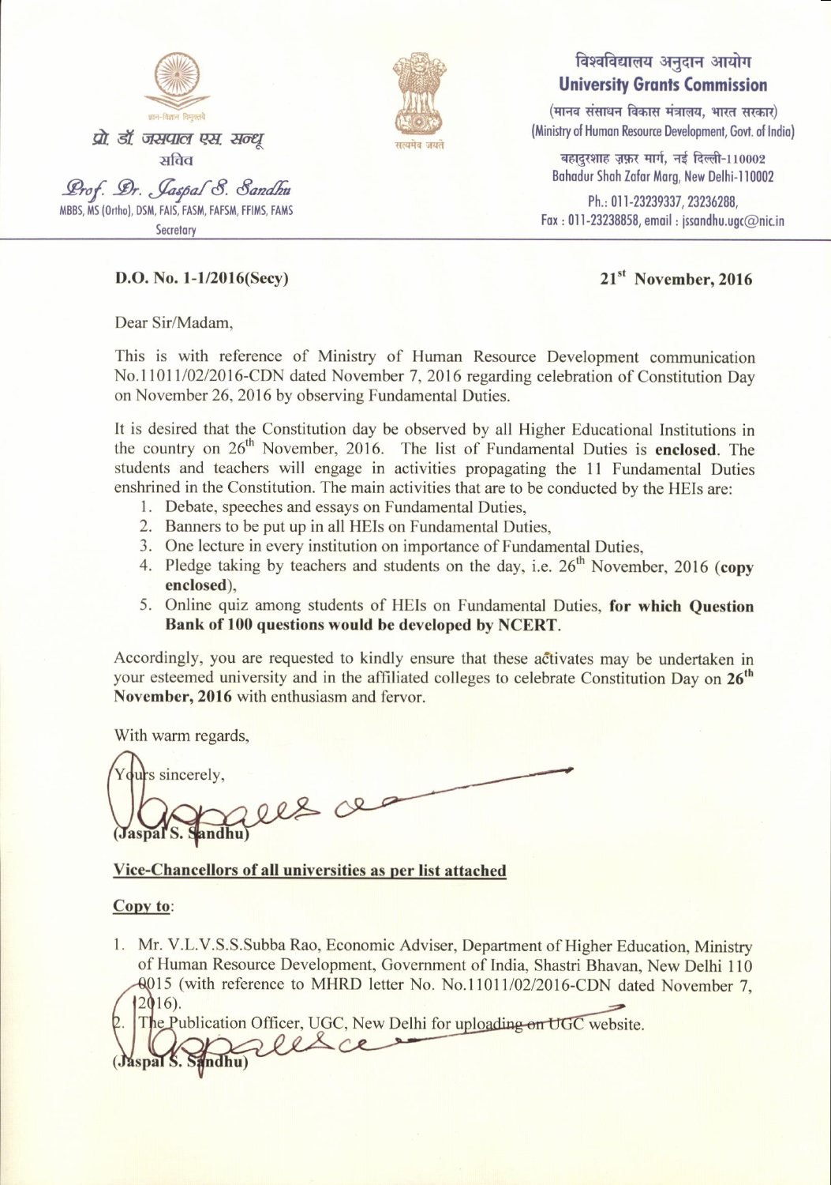ज्ञान-विज्ञान विमुक्तये

प्रो. डॉ. जसपाल एस. सन्धू
सचिव

Prof. Dr. Jaspal S. Sandhu
MBBS, MS (Ortho), DSM, FAIS, FASM, FAFSM, FFIMS, FAMS
Secretary

सत्यमेव जयते

विश्वविद्यालय अनुदान आयोग
**University Grants Commission**
(मानव संसाधन विकास मंत्रालय, भारत सरकार)
(Ministry of Human Resource Development, Govt. of India)

बहादुरशाह ज़फ़र मार्ग, नई दिल्ली-110002
Bahadur Shah Zafar Marg, New Delhi-110002

Ph.: 011-23239337, 23236288,
Fax : 011-23238858, email : jssandhu.ugc@nic.in

**D.O. No. 1-1/2016(Secy)** **21st November, 2016**

Dear Sir/Madam,

This is with reference of Ministry of Human Resource Development communication No.11011/02/2016-CDN dated November 7, 2016 regarding celebration of Constitution Day on November 26, 2016 by observing Fundamental Duties.

It is desired that the Constitution day be observed by all Higher Educational Institutions in the country on 26th November, 2016. The list of Fundamental Duties is **enclosed**. The students and teachers will engage in activities propagating the 11 Fundamental Duties enshrined in the Constitution. The main activities that are to be conducted by the HEIs are:

1. Debate, speeches and essays on Fundamental Duties,
2. Banners to be put up in all HEIs on Fundamental Duties,
3. One lecture in every institution on importance of Fundamental Duties,
4. Pledge taking by teachers and students on the day, i.e. 26th November, 2016 (**copy enclosed**),
5. Online quiz among students of HEIs on Fundamental Duties, **for which Question Bank of 100 questions would be developed by NCERT**.

Accordingly, you are requested to kindly ensure that these activates may be undertaken in your esteemed university and in the affiliated colleges to celebrate Constitution Day on **26th November, 2016** with enthusiasm and fervor.

With warm regards,

Yours sincerely,

(Jaspal S. Sandhu)

**Vice-Chancellors of all universities as per list attached**

**Copy to**:

1. Mr. V.L.V.S.S.Subba Rao, Economic Adviser, Department of Higher Education, Ministry of Human Resource Development, Government of India, Shastri Bhavan, New Delhi 110 0015 (with reference to MHRD letter No. No.11011/02/2016-CDN dated November 7, 2016).
2. The Publication Officer, UGC, New Delhi for uploading on UGC website.

(Jaspal S. Sandhu)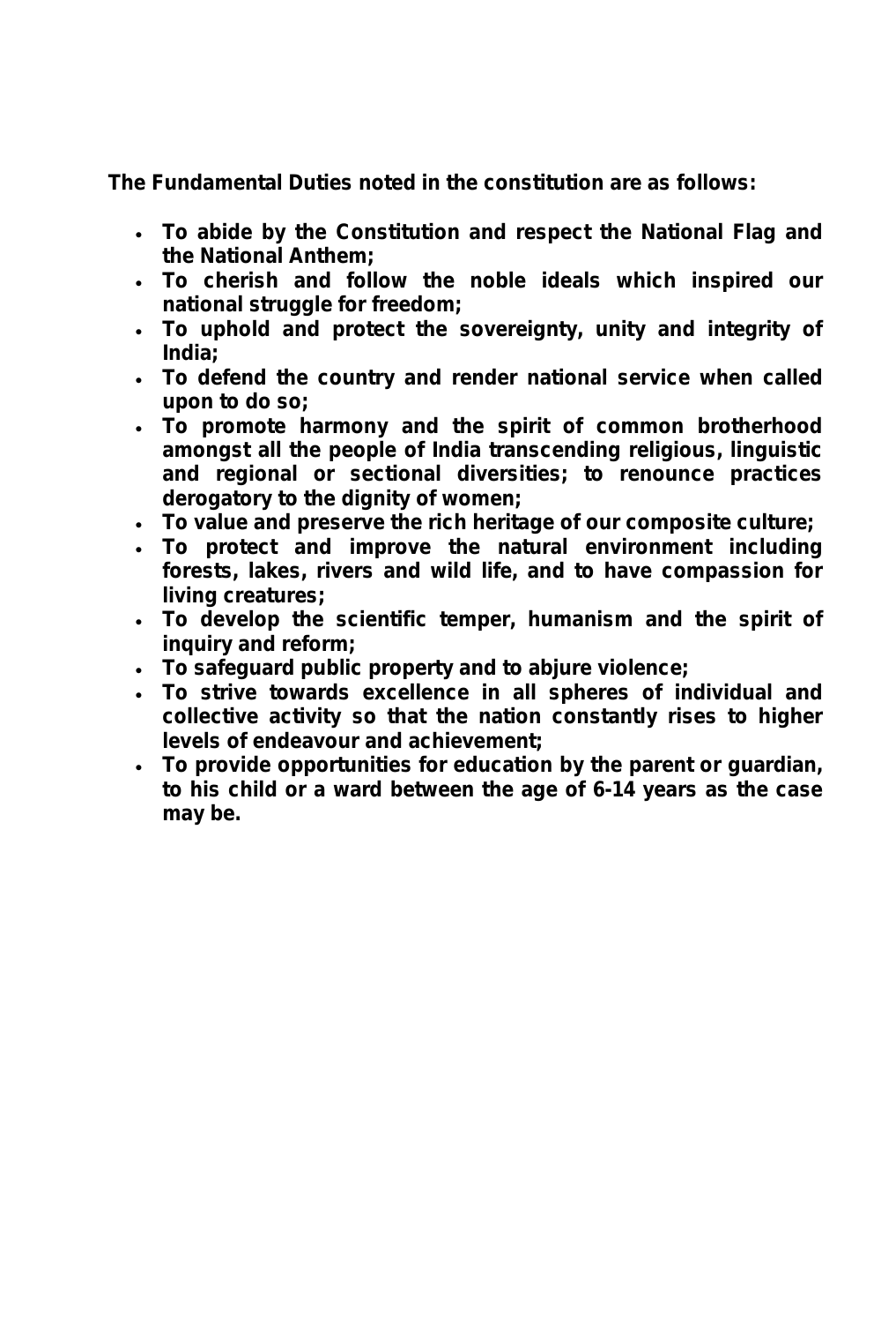**The Fundamental Duties noted in the constitution are as follows:**

- **To abide by the Constitution and respect the National Flag and the National Anthem;**
- **To cherish and follow the noble ideals which inspired our national struggle for freedom;**
- **To uphold and protect the sovereignty, unity and integrity of India;**
- **To defend the country and render national service when called upon to do so;**
- **To promote harmony and the spirit of common brotherhood amongst all the people of India transcending religious, linguistic and regional or sectional diversities; to renounce practices derogatory to the dignity of women;**
- **To value and preserve the rich heritage of our composite culture;**
- **To protect and improve the natural environment including forests, lakes, rivers and wild life, and to have compassion for living creatures;**
- **To develop the scientific temper, humanism and the spirit of inquiry and reform;**
- **To safeguard public property and to abjure violence;**
- **To strive towards excellence in all spheres of individual and collective activity so that the nation constantly rises to higher levels of endeavour and achievement;**
- **To provide opportunities for education by the parent or guardian, to his child or a ward between the age of 6-14 years as the case may be.**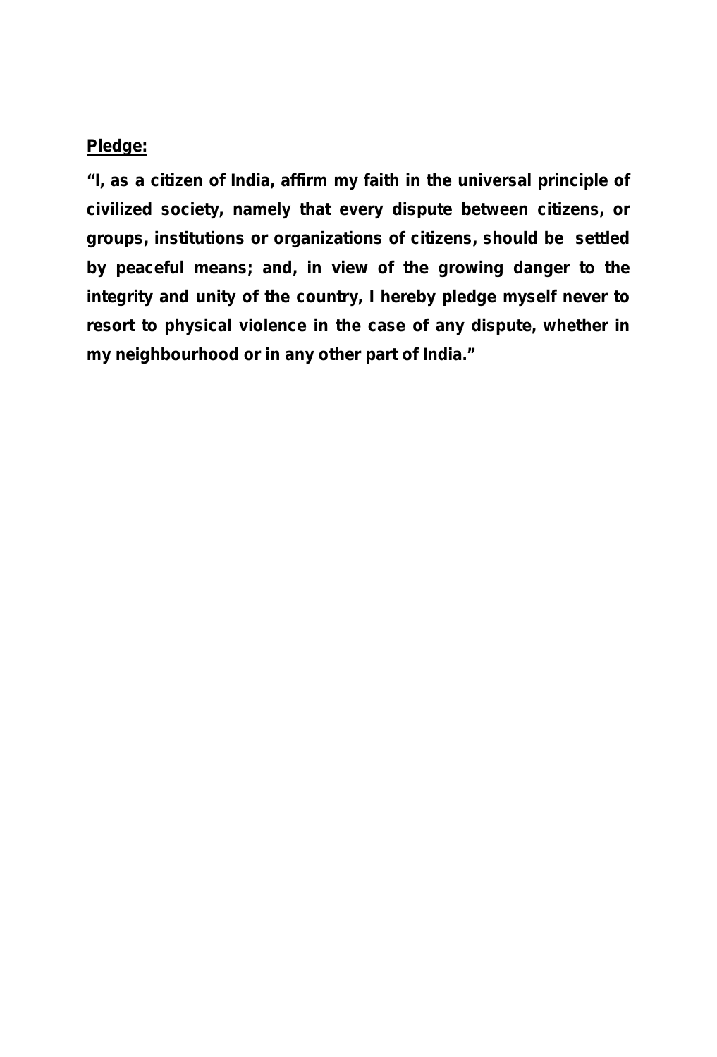**<u>Pledge:</u>**

**"I, as a citizen of India, affirm my faith in the universal principle of civilized society, namely that every dispute between citizens, or groups, institutions or organizations of citizens, should be settled by peaceful means; and, in view of the growing danger to the integrity and unity of the country, I hereby pledge myself never to resort to physical violence in the case of any dispute, whether in my neighbourhood or in any other part of India."**